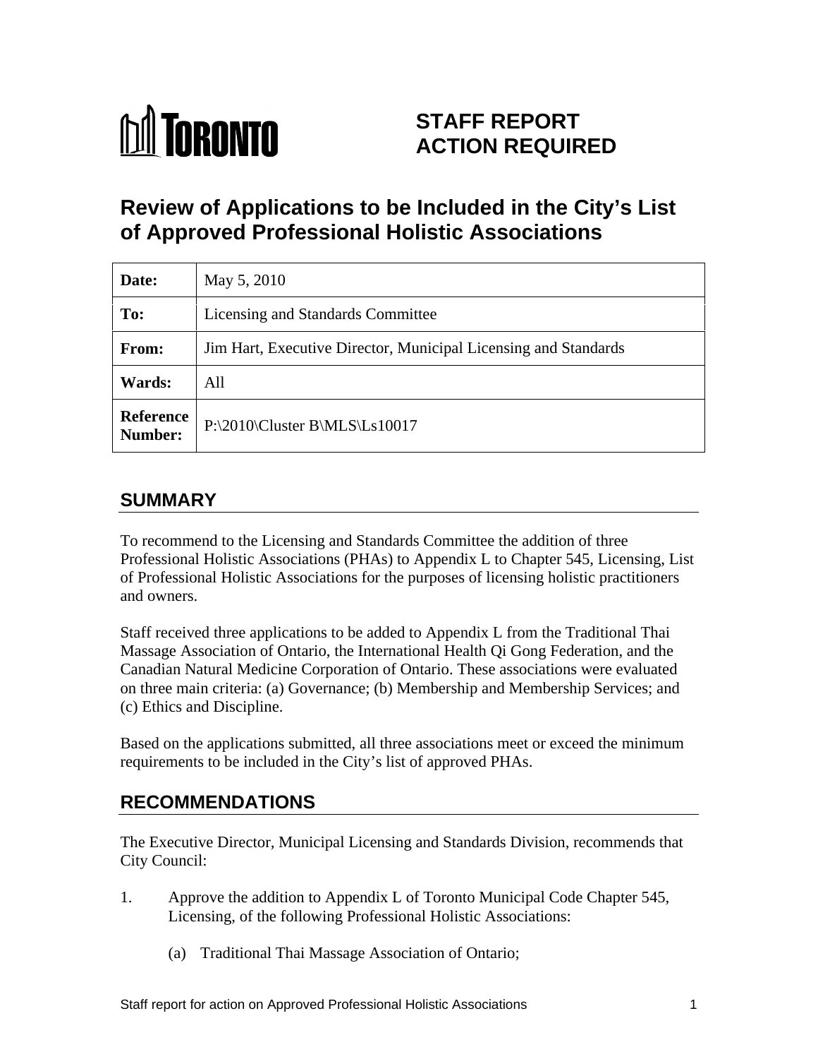TORONTO

# STAFF REPORT
# ACTION REQUIRED

# Review of Applications to be Included in the City's List of Approved Professional Holistic Associations

| | |
|---|---|
| **Date:** | May 5, 2010 |
| **To:** | Licensing and Standards Committee |
| **From:** | Jim Hart, Executive Director, Municipal Licensing and Standards |
| **Wards:** | All |
| **Reference Number:** | P:\2010\Cluster B\MLS\Ls10017 |

## SUMMARY

To recommend to the Licensing and Standards Committee the addition of three Professional Holistic Associations (PHAs) to Appendix L to Chapter 545, Licensing, List of Professional Holistic Associations for the purposes of licensing holistic practitioners and owners.

Staff received three applications to be added to Appendix L from the Traditional Thai Massage Association of Ontario, the International Health Qi Gong Federation, and the Canadian Natural Medicine Corporation of Ontario. These associations were evaluated on three main criteria: (a) Governance; (b) Membership and Membership Services; and (c) Ethics and Discipline.

Based on the applications submitted, all three associations meet or exceed the minimum requirements to be included in the City's list of approved PHAs.

## RECOMMENDATIONS

The Executive Director, Municipal Licensing and Standards Division, recommends that City Council:

1. Approve the addition to Appendix L of Toronto Municipal Code Chapter 545, Licensing, of the following Professional Holistic Associations:

   (a) Traditional Thai Massage Association of Ontario;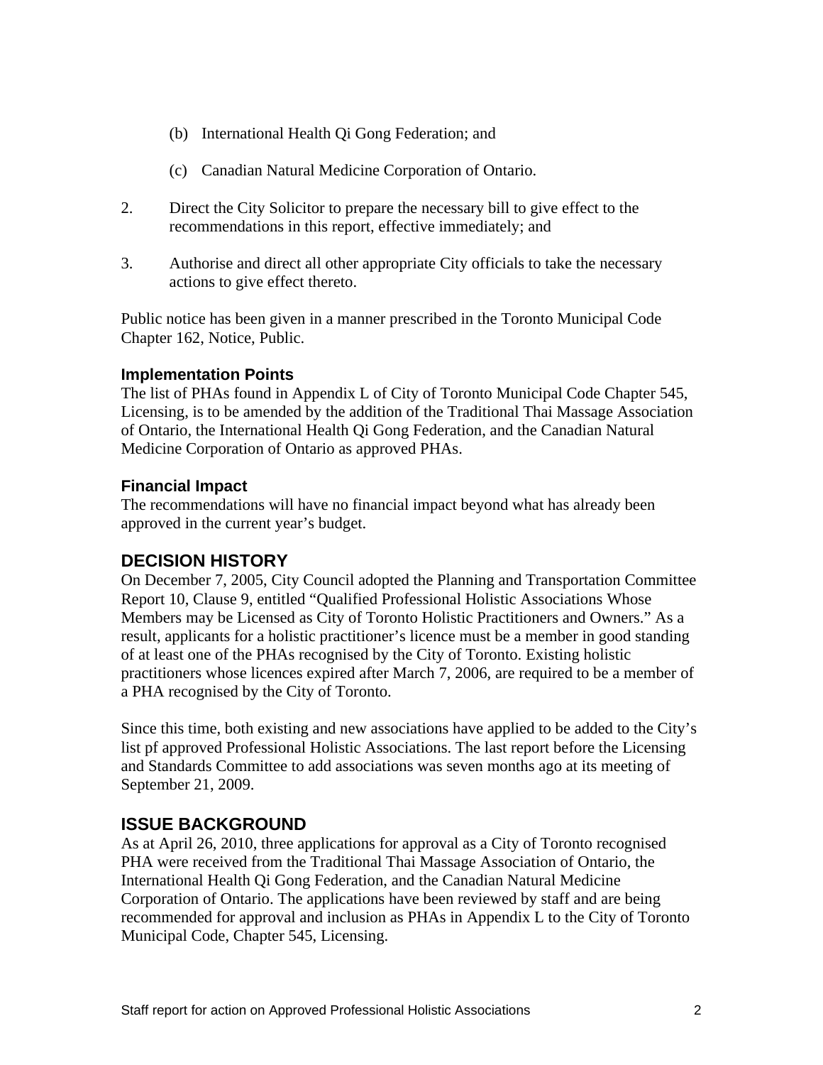(b) International Health Qi Gong Federation; and

   (c) Canadian Natural Medicine Corporation of Ontario.

2. Direct the City Solicitor to prepare the necessary bill to give effect to the recommendations in this report, effective immediately; and

3. Authorise and direct all other appropriate City officials to take the necessary actions to give effect thereto.

Public notice has been given in a manner prescribed in the Toronto Municipal Code Chapter 162, Notice, Public.

### Implementation Points

The list of PHAs found in Appendix L of City of Toronto Municipal Code Chapter 545, Licensing, is to be amended by the addition of the Traditional Thai Massage Association of Ontario, the International Health Qi Gong Federation, and the Canadian Natural Medicine Corporation of Ontario as approved PHAs.

### Financial Impact

The recommendations will have no financial impact beyond what has already been approved in the current year's budget.

## DECISION HISTORY

On December 7, 2005, City Council adopted the Planning and Transportation Committee Report 10, Clause 9, entitled "Qualified Professional Holistic Associations Whose Members may be Licensed as City of Toronto Holistic Practitioners and Owners." As a result, applicants for a holistic practitioner's licence must be a member in good standing of at least one of the PHAs recognised by the City of Toronto. Existing holistic practitioners whose licences expired after March 7, 2006, are required to be a member of a PHA recognised by the City of Toronto.

Since this time, both existing and new associations have applied to be added to the City's list pf approved Professional Holistic Associations. The last report before the Licensing and Standards Committee to add associations was seven months ago at its meeting of September 21, 2009.

## ISSUE BACKGROUND

As at April 26, 2010, three applications for approval as a City of Toronto recognised PHA were received from the Traditional Thai Massage Association of Ontario, the International Health Qi Gong Federation, and the Canadian Natural Medicine Corporation of Ontario. The applications have been reviewed by staff and are being recommended for approval and inclusion as PHAs in Appendix L to the City of Toronto Municipal Code, Chapter 545, Licensing.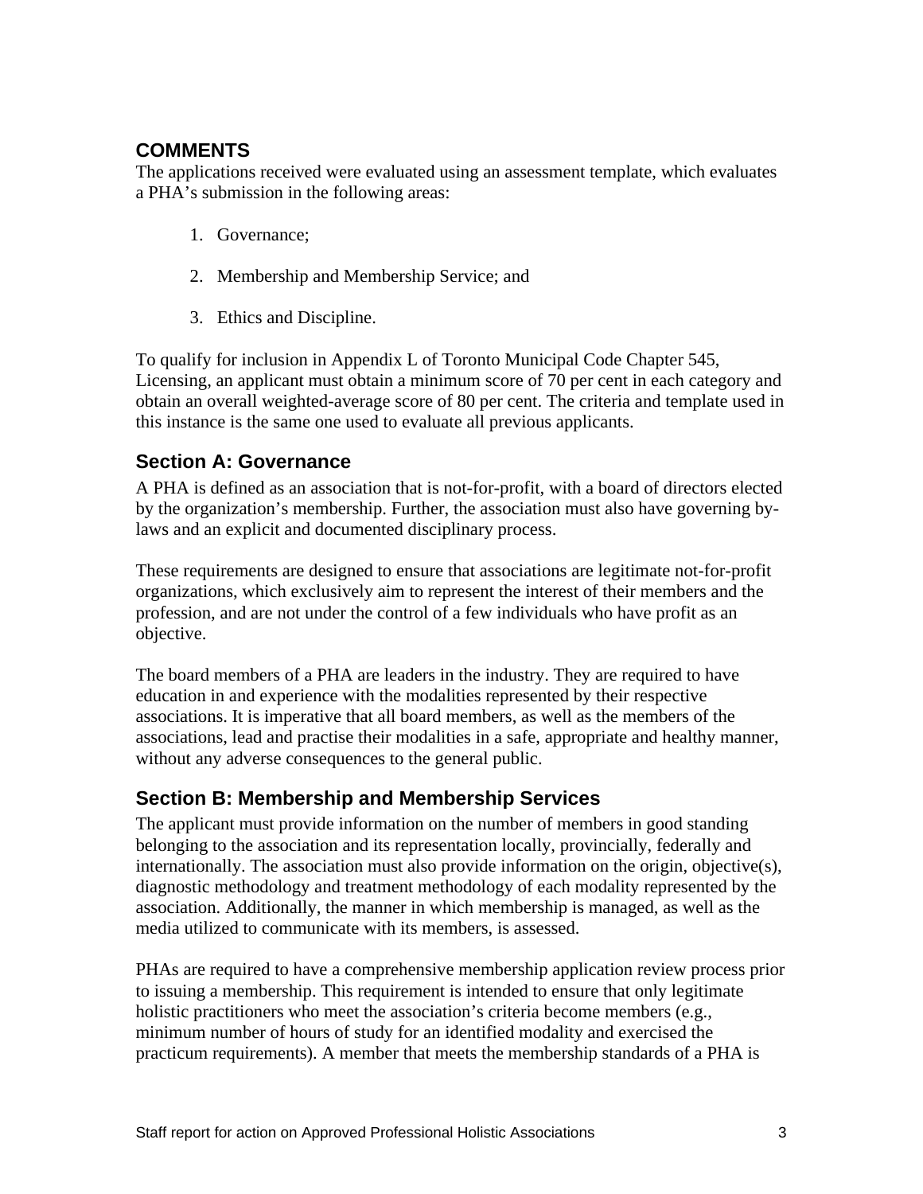## COMMENTS

The applications received were evaluated using an assessment template, which evaluates a PHA's submission in the following areas:

1. Governance;
2. Membership and Membership Service; and
3. Ethics and Discipline.

To qualify for inclusion in Appendix L of Toronto Municipal Code Chapter 545, Licensing, an applicant must obtain a minimum score of 70 per cent in each category and obtain an overall weighted-average score of 80 per cent. The criteria and template used in this instance is the same one used to evaluate all previous applicants.

### Section A: Governance

A PHA is defined as an association that is not-for-profit, with a board of directors elected by the organization's membership. Further, the association must also have governing by-laws and an explicit and documented disciplinary process.

These requirements are designed to ensure that associations are legitimate not-for-profit organizations, which exclusively aim to represent the interest of their members and the profession, and are not under the control of a few individuals who have profit as an objective.

The board members of a PHA are leaders in the industry. They are required to have education in and experience with the modalities represented by their respective associations. It is imperative that all board members, as well as the members of the associations, lead and practise their modalities in a safe, appropriate and healthy manner, without any adverse consequences to the general public.

### Section B: Membership and Membership Services

The applicant must provide information on the number of members in good standing belonging to the association and its representation locally, provincially, federally and internationally. The association must also provide information on the origin, objective(s), diagnostic methodology and treatment methodology of each modality represented by the association. Additionally, the manner in which membership is managed, as well as the media utilized to communicate with its members, is assessed.

PHAs are required to have a comprehensive membership application review process prior to issuing a membership. This requirement is intended to ensure that only legitimate holistic practitioners who meet the association's criteria become members (e.g., minimum number of hours of study for an identified modality and exercised the practicum requirements). A member that meets the membership standards of a PHA is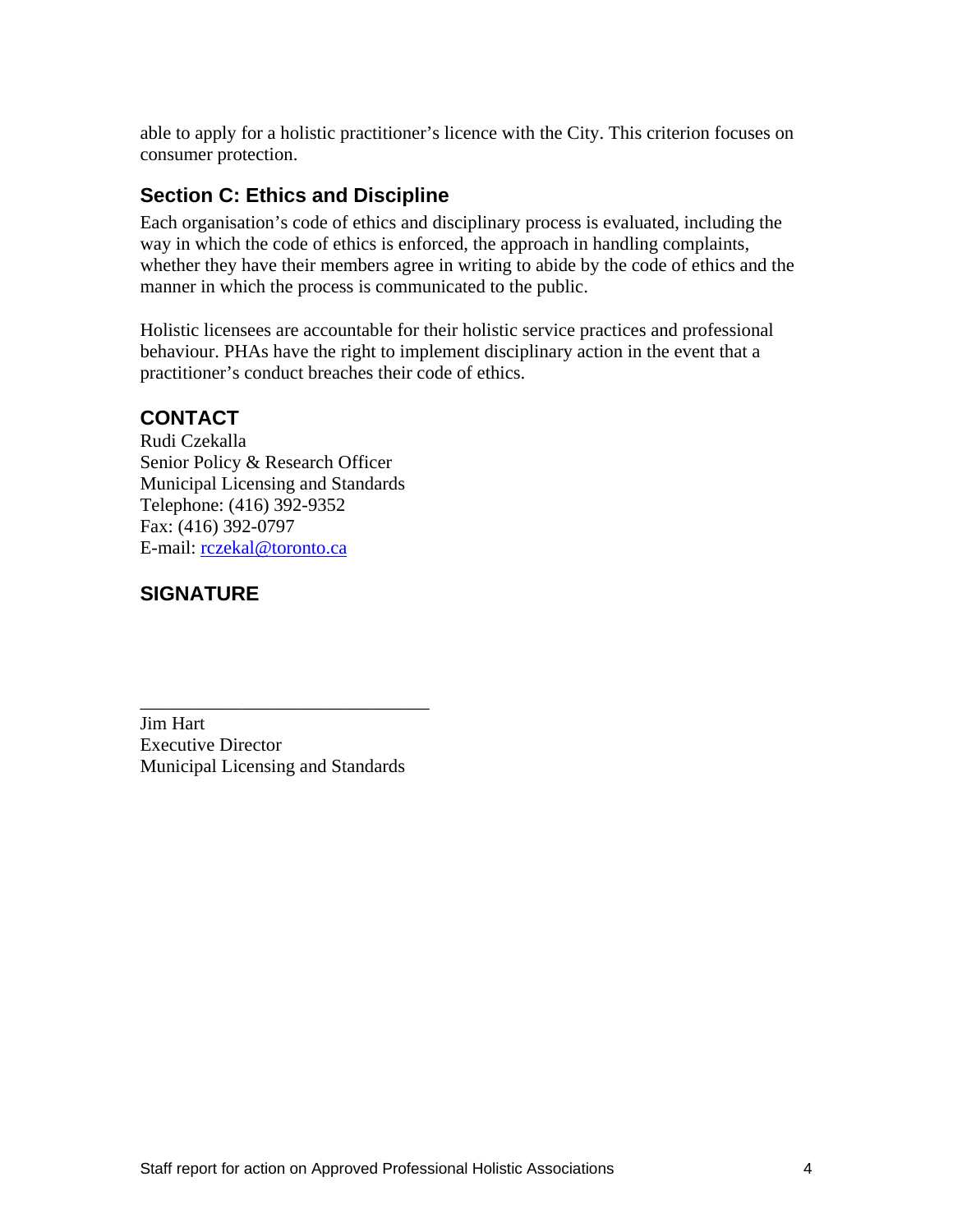able to apply for a holistic practitioner's licence with the City. This criterion focuses on consumer protection.

### Section C: Ethics and Discipline

Each organisation's code of ethics and disciplinary process is evaluated, including the way in which the code of ethics is enforced, the approach in handling complaints, whether they have their members agree in writing to abide by the code of ethics and the manner in which the process is communicated to the public.

Holistic licensees are accountable for their holistic service practices and professional behaviour. PHAs have the right to implement disciplinary action in the event that a practitioner's conduct breaches their code of ethics.

## CONTACT

Rudi Czekalla
Senior Policy & Research Officer
Municipal Licensing and Standards
Telephone: (416) 392-9352
Fax: (416) 392-0797
E-mail: rczekal@toronto.ca

## SIGNATURE

_______________________________

Jim Hart
Executive Director
Municipal Licensing and Standards